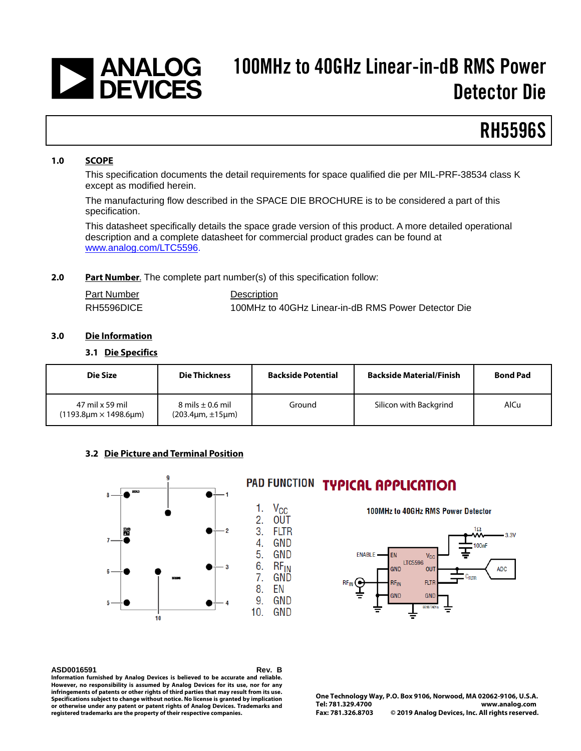# 100MHz to 40GHz Linear-in-dB RMS Power Detector Die

## RH5596S

### 1.0 SCOPE

This specification documents the detail requirements for space qualified die per MIL-PRF-38534 class K except as modified herein.

The manufacturing flow described in the SPACE DIE BROCHURE is to be considered a part of this specification.

This datasheet specifically details the space grade version of this product. A more detailed operational description and a complete datasheet for commercial product grades can be found at www.analog.com/LTC5596.

### 2.0 Part Number.

The complete part number(s) of this specification follow:

| Part Number | Description |
|---|---|
| RH5596DICE | 100MHz to 40GHz Linear-in-dB RMS Power Detector Die |

### 3.0 Die Information

#### 3.1 Die Specifics

| Die Size | Die Thickness | Backside Potential | Backside Material/Finish | Bond Pad |
|---|---|---|---|---|
| 47 mil x 59 mil (1193.8µm × 1498.6µm) | 8 mils ± 0.6 mil (203.4µm, ±15µm) | Ground | Silicon with Backgrind | AlCu |

#### 3.2 Die Picture and Terminal Position

**PAD FUNCTION**

1. $V_{CC}$
2. OUT
3. FLTR
4. GND
5. GND
6. $RF_{IN}$
7. GND
8. EN
9. GND
10. GND

**TYPICAL APPLICATION**

100MHz to 40GHz RMS Power Detector

ASD0016591 Rev. B

Information furnished by Analog Devices is believed to be accurate and reliable. However, no responsibility is assumed by Analog Devices for its use, nor for any infringements of patents or other rights of third parties that may result from its use. Specifications subject to change without notice. No license is granted by implication or otherwise under any patent or patent rights of Analog Devices. Trademarks and registered trademarks are the property of their respective companies.

One Technology Way, P.O. Box 9106, Norwood, MA 02062-9106, U.S.A.
Tel: 781.329.4700 www.analog.com
Fax: 781.326.8703 © 2019 Analog Devices, Inc. All rights reserved.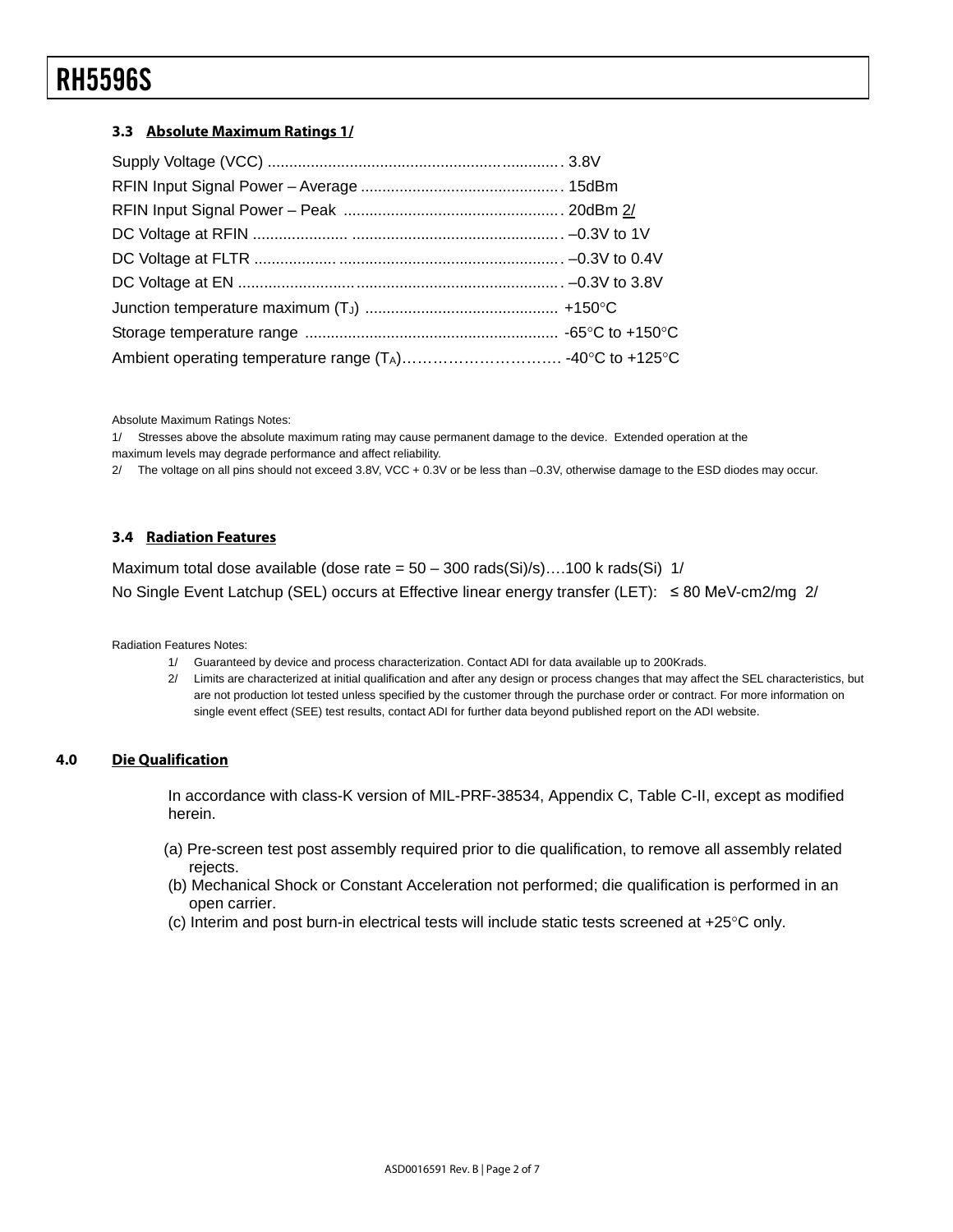### 3.3 Absolute Maximum Ratings 1/

Supply Voltage (VCC) .................................................................. 3.8V
RFIN Input Signal Power – Average .............................................. 15dBm
RFIN Input Signal Power – Peak .................................................. 20dBm 2/
DC Voltage at RFIN ..................................................................... –0.3V to 1V
DC Voltage at FLTR ..................................................................... –0.3V to 0.4V
DC Voltage at EN ......................................................................... –0.3V to 3.8V
Junction temperature maximum ($T_J$) ............................................ +150°C
Storage temperature range .......................................................... -65°C to +150°C
Ambient operating temperature range ($T_A$)………………………… -40°C to +125°C

Absolute Maximum Ratings Notes:

1/ Stresses above the absolute maximum rating may cause permanent damage to the device. Extended operation at the maximum levels may degrade performance and affect reliability.

2/ The voltage on all pins should not exceed 3.8V, VCC + 0.3V or be less than –0.3V, otherwise damage to the ESD diodes may occur.

### 3.4 Radiation Features

Maximum total dose available (dose rate = 50 – 300 rads(Si)/s)….100 k rads(Si) 1/
No Single Event Latchup (SEL) occurs at Effective linear energy transfer (LET): ≤ 80 MeV-cm2/mg 2/

Radiation Features Notes:

1/ Guaranteed by device and process characterization. Contact ADI for data available up to 200Krads.

2/ Limits are characterized at initial qualification and after any design or process changes that may affect the SEL characteristics, but are not production lot tested unless specified by the customer through the purchase order or contract. For more information on single event effect (SEE) test results, contact ADI for further data beyond published report on the ADI website.

## 4.0 Die Qualification

In accordance with class-K version of MIL-PRF-38534, Appendix C, Table C-II, except as modified herein.

(a) Pre-screen test post assembly required prior to die qualification, to remove all assembly related rejects.
(b) Mechanical Shock or Constant Acceleration not performed; die qualification is performed in an open carrier.
(c) Interim and post burn-in electrical tests will include static tests screened at +25°C only.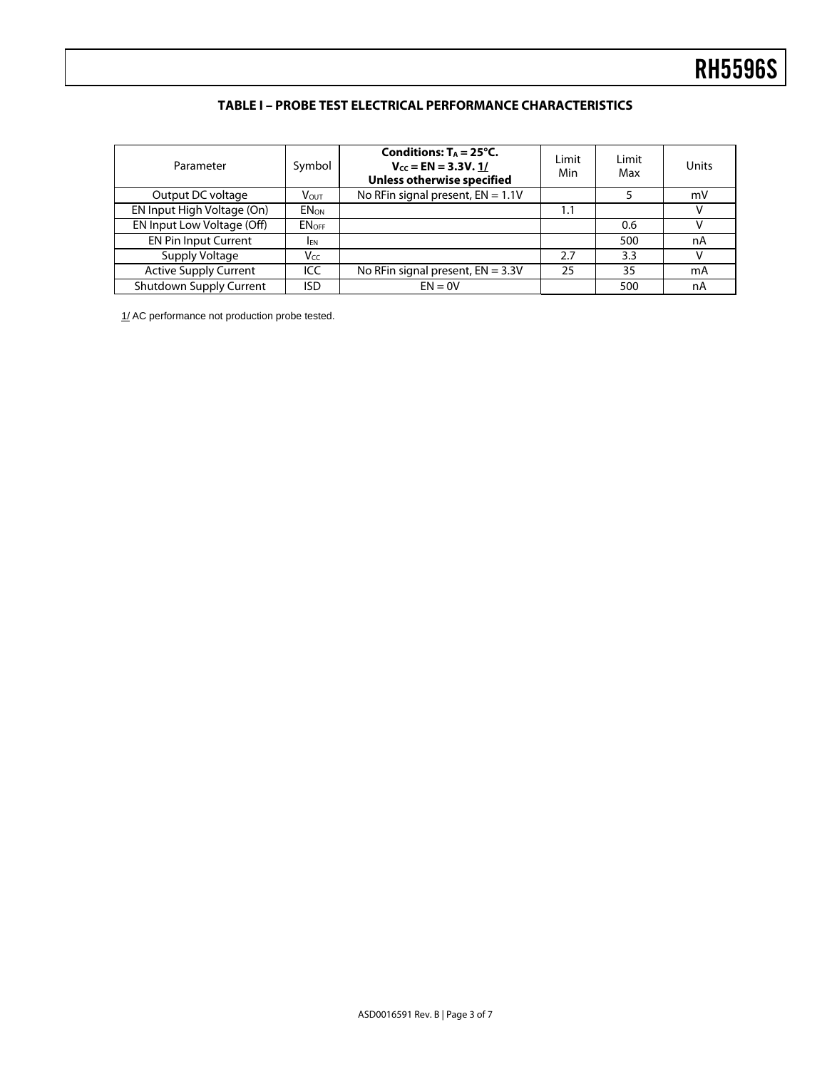### TABLE I – PROBE TEST ELECTRICAL PERFORMANCE CHARACTERISTICS

| Parameter | Symbol | **Conditions: $T_A$ = 25°C. $V_{CC}$ = EN = 3.3V. 1/ Unless otherwise specified** | Limit Min | Limit Max | Units |
|---|---|---|---|---|---|
| Output DC voltage | $V_{OUT}$ | No RFin signal present, EN = 1.1V | | 5 | mV |
| EN Input High Voltage (On) | $EN_{ON}$ | | 1.1 | | V |
| EN Input Low Voltage (Off) | $EN_{OFF}$ | | | 0.6 | V |
| EN Pin Input Current | $I_{EN}$ | | | 500 | nA |
| Supply Voltage | $V_{CC}$ | | 2.7 | 3.3 | V |
| Active Supply Current | ICC | No RFin signal present, EN = 3.3V | 25 | 35 | mA |
| Shutdown Supply Current | ISD | EN = 0V | | 500 | nA |

1/ AC performance not production probe tested.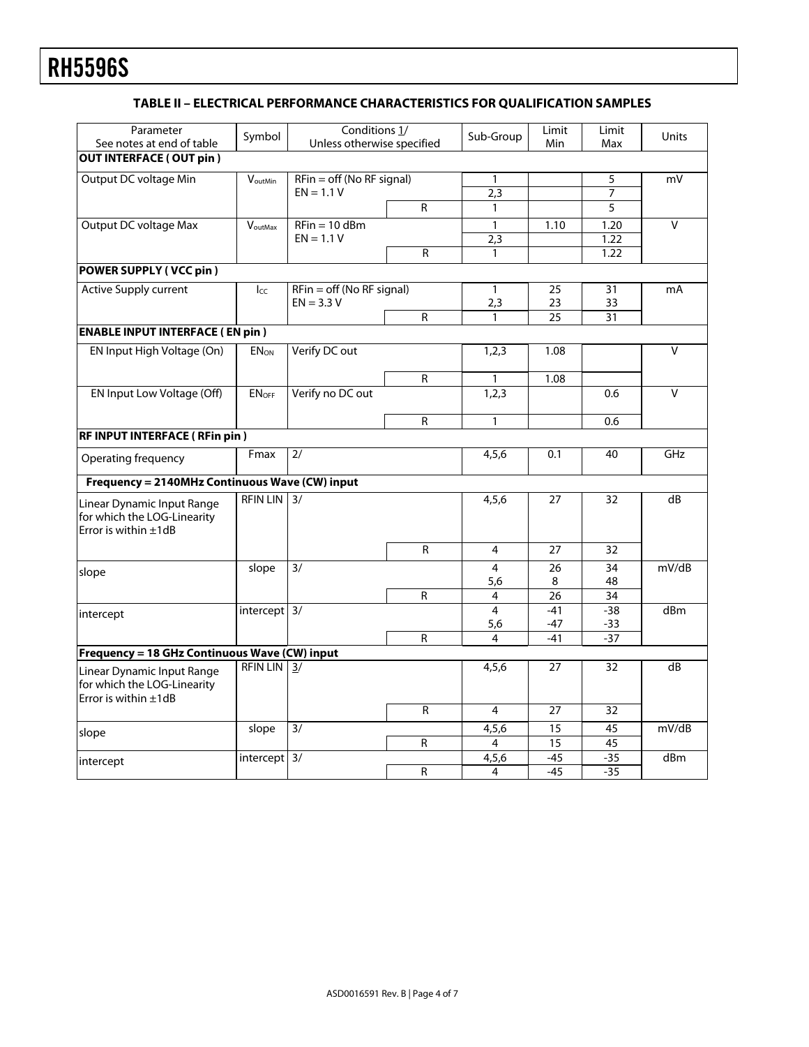### TABLE II – ELECTRICAL PERFORMANCE CHARACTERISTICS FOR QUALIFICATION SAMPLES

| Parameter<br>See notes at end of table | Symbol | Conditions 1/<br>Unless otherwise specified | | Sub-Group | Limit Min | Limit Max | Units |
|---|---|---|---|---|---|---|---|
| **OUT INTERFACE ( OUT pin )** | | | | | | | |
| Output DC voltage Min | $V_{outMin}$ | RFin = off (No RF signal)<br>EN = 1.1 V | | 1 | | 5 | mV |
| | | | | 2,3 | | 7 | |
| | | | R | 1 | | 5 | |
| Output DC voltage Max | $V_{outMax}$ | RFin = 10 dBm<br>EN = 1.1 V | | 1 | 1.10 | 1.20 | V |
| | | | | 2,3 | | 1.22 | |
| | | | R | 1 | | 1.22 | |
| **POWER SUPPLY ( VCC pin )** | | | | | | | |
| Active Supply current | $I_{CC}$ | RFin = off (No RF signal)<br>EN = 3.3 V | | 1<br>2,3 | 25<br>23 | 31<br>33 | mA |
| | | | R | 1 | 25 | 31 | |
| **ENABLE INPUT INTERFACE ( EN pin )** | | | | | | | |
| EN Input High Voltage (On) | $EN_{ON}$ | Verify DC out | | 1,2,3 | 1.08 | | V |
| | | | R | 1 | 1.08 | | |
| EN Input Low Voltage (Off) | $EN_{OFF}$ | Verify no DC out | | 1,2,3 | | 0.6 | V |
| | | | R | 1 | | 0.6 | |
| **RF INPUT INTERFACE ( RFin pin )** | | | | | | | |
| Operating frequency | Fmax | 2/ | | 4,5,6 | 0.1 | 40 | GHz |
| **Frequency = 2140MHz Continuous Wave (CW) input** | | | | | | | |
| Linear Dynamic Input Range for which the LOG-Linearity Error is within ±1dB | RFIN LIN | 3/ | | 4,5,6 | 27 | 32 | dB |
| | | | R | 4 | 27 | 32 | |
| slope | slope | 3/ | | 4<br>5,6 | 26<br>8 | 34<br>48 | mV/dB |
| | | | R | 4 | 26 | 34 | |
| intercept | intercept | 3/ | | 4<br>5,6 | -41<br>-47 | -38<br>-33 | dBm |
| | | | R | 4 | -41 | -37 | |
| **Frequency = 18 GHz Continuous Wave (CW) input** | | | | | | | |
| Linear Dynamic Input Range for which the LOG-Linearity Error is within ±1dB | RFIN LIN | 3/ | | 4,5,6 | 27 | 32 | dB |
| | | | R | 4 | 27 | 32 | |
| slope | slope | 3/ | | 4,5,6 | 15 | 45 | mV/dB |
| | | | R | 4 | 15 | 45 | |
| intercept | intercept | 3/ | | 4,5,6 | -45 | -35 | dBm |
| | | | R | 4 | -45 | -35 | |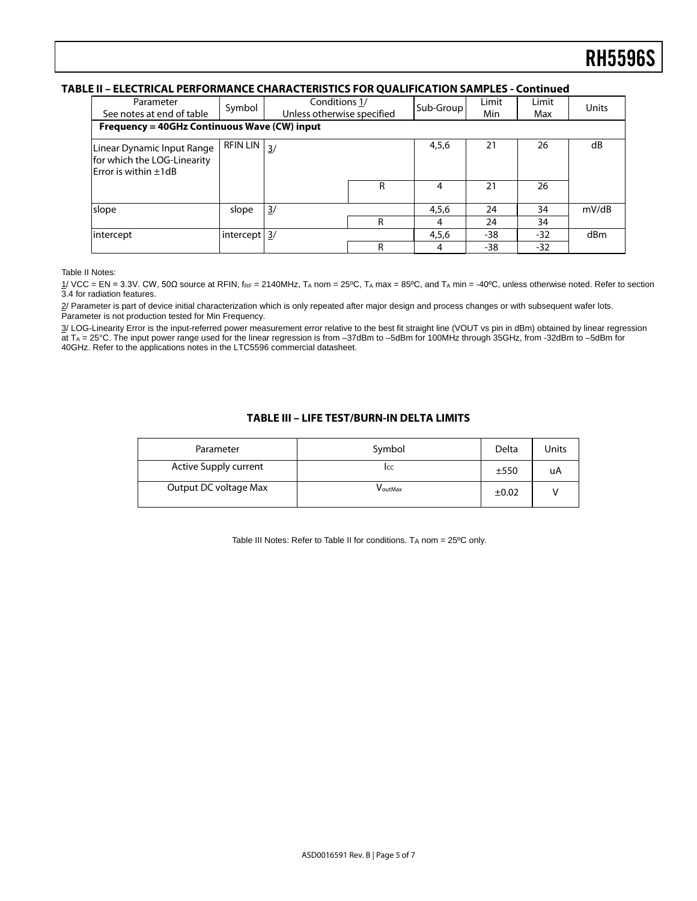### TABLE II – ELECTRICAL PERFORMANCE CHARACTERISTICS FOR QUALIFICATION SAMPLES - Continued

| Parameter<br>See notes at end of table | Symbol | Conditions 1/<br>Unless otherwise specified | | Sub-Group | Limit Min | Limit Max | Units |
|---|---|---|---|---|---|---|---|
| **Frequency = 40GHz Continuous Wave (CW) input** | | | | | | | |
| Linear Dynamic Input Range for which the LOG-Linearity Error is within ±1dB | RFIN LIN | 3/ | | 4,5,6 | 21 | 26 | dB |
| | | | R | 4 | 21 | 26 | |
| slope | slope | 3/ | | 4,5,6 | 24 | 34 | mV/dB |
| | | | R | 4 | 24 | 34 | |
| intercept | intercept | 3/ | | 4,5,6 | -38 | -32 | dBm |
| | | | R | 4 | -38 | -32 | |

Table II Notes:

1/ VCC = EN = 3.3V. CW, 50Ω source at RFIN, $f_{RF}$ = 2140MHz, $T_A$ nom = 25ºC, $T_A$ max = 85ºC, and $T_A$ min = -40ºC, unless otherwise noted. Refer to section 3.4 for radiation features.

2/ Parameter is part of device initial characterization which is only repeated after major design and process changes or with subsequent wafer lots. Parameter is not production tested for Min Frequency.

3/ LOG-Linearity Error is the input-referred power measurement error relative to the best fit straight line (VOUT vs pin in dBm) obtained by linear regression at $T_A$ = 25°C. The input power range used for the linear regression is from –37dBm to –5dBm for 100MHz through 35GHz, from -32dBm to –5dBm for 40GHz. Refer to the applications notes in the LTC5596 commercial datasheet.

### TABLE III – LIFE TEST/BURN-IN DELTA LIMITS

| Parameter | Symbol | Delta | Units |
|---|---|---|---|
| Active Supply current | $I_{CC}$ | ±550 | uA |
| Output DC voltage Max | $V_{outMax}$ | ±0.02 | V |

Table III Notes: Refer to Table II for conditions. $T_A$ nom = 25ºC only.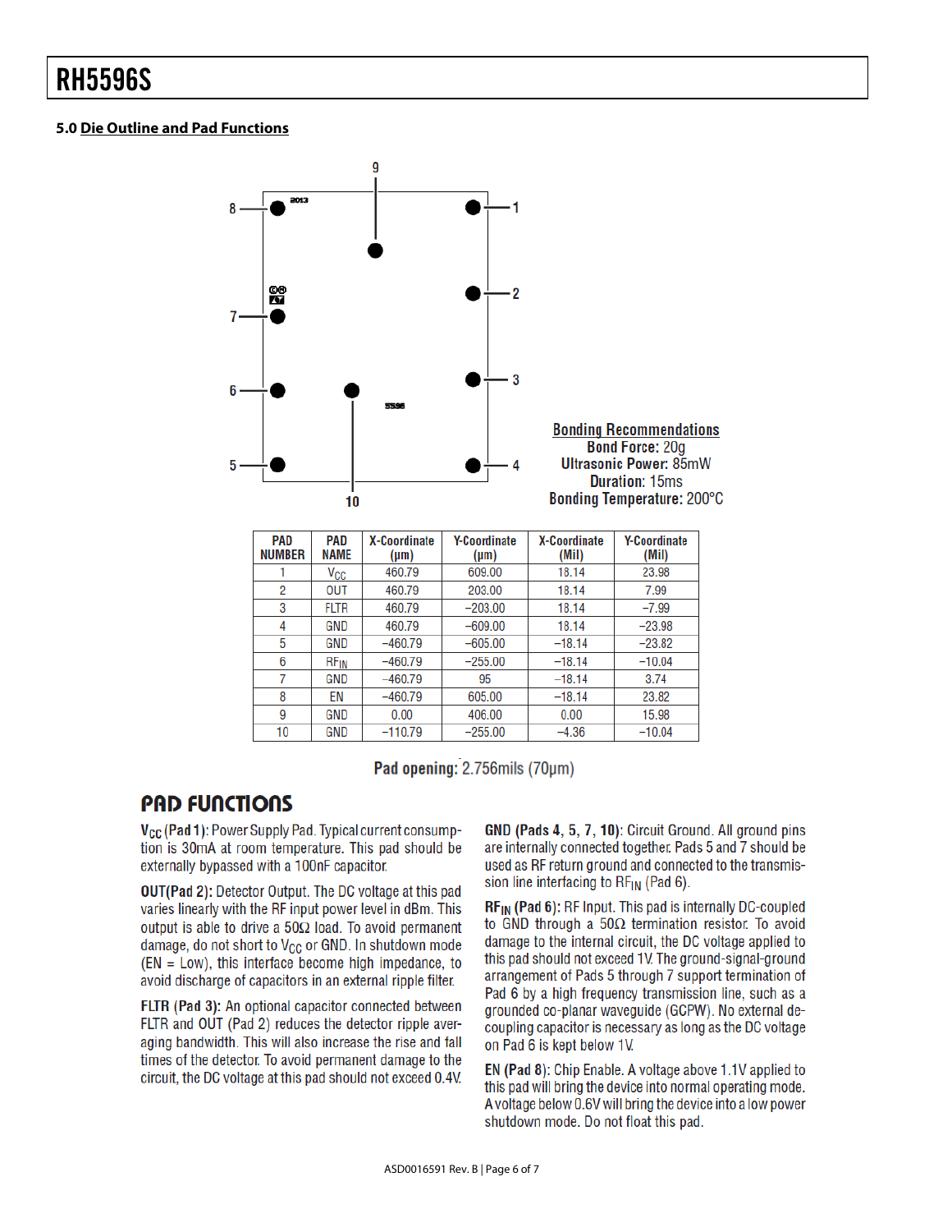## 5.0 Die Outline and Pad Functions

**Bonding Recommendations**

**Bond Force:** 20g
**Ultrasonic Power:** 85mW
**Duration:** 15ms
**Bonding Temperature:** 200°C

| PAD NUMBER | PAD NAME | X-Coordinate (µm) | Y-Coordinate (µm) | X-Coordinate (Mil) | Y-Coordinate (Mil) |
|---|---|---|---|---|---|
| 1 | $V_{CC}$ | 460.79 | 609.00 | 18.14 | 23.98 |
| 2 | OUT | 460.79 | 203.00 | 18.14 | 7.99 |
| 3 | FLTR | 460.79 | −203.00 | 18.14 | −7.99 |
| 4 | GND | 460.79 | −609.00 | 18.14 | −23.98 |
| 5 | GND | −460.79 | −605.00 | −18.14 | −23.82 |
| 6 | $RF_{IN}$ | −460.79 | −255.00 | −18.14 | −10.04 |
| 7 | GND | −460.79 | 95 | −18.14 | 3.74 |
| 8 | EN | −460.79 | 605.00 | −18.14 | 23.82 |
| 9 | GND | 0.00 | 406.00 | 0.00 | 15.98 |
| 10 | GND | −110.79 | −255.00 | −4.36 | −10.04 |

**Pad opening:** 2.756mils (70µm)

## PAD FUNCTIONS

**$V_{CC}$ (Pad 1):** Power Supply Pad. Typical current consumption is 30mA at room temperature. This pad should be externally bypassed with a 100nF capacitor.

**OUT(Pad 2):** Detector Output. The DC voltage at this pad varies linearly with the RF input power level in dBm. This output is able to drive a 50Ω load. To avoid permanent damage, do not short to $V_{CC}$ or GND. In shutdown mode (EN = Low), this interface become high impedance, to avoid discharge of capacitors in an external ripple filter.

**FLTR (Pad 3):** An optional capacitor connected between FLTR and OUT (Pad 2) reduces the detector ripple averaging bandwidth. This will also increase the rise and fall times of the detector. To avoid permanent damage to the circuit, the DC voltage at this pad should not exceed 0.4V.

**GND (Pads 4, 5, 7, 10):** Circuit Ground. All ground pins are internally connected together. Pads 5 and 7 should be used as RF return ground and connected to the transmission line interfacing to $RF_{IN}$ (Pad 6).

**$RF_{IN}$ (Pad 6):** RF Input. This pad is internally DC-coupled to GND through a 50Ω termination resistor. To avoid damage to the internal circuit, the DC voltage applied to this pad should not exceed 1V. The ground-signal-ground arrangement of Pads 5 through 7 support termination of Pad 6 by a high frequency transmission line, such as a grounded co-planar waveguide (GCPW). No external decoupling capacitor is necessary as long as the DC voltage on Pad 6 is kept below 1V.

**EN (Pad 8):** Chip Enable. A voltage above 1.1V applied to this pad will bring the device into normal operating mode. A voltage below 0.6V will bring the device into a low power shutdown mode. Do not float this pad.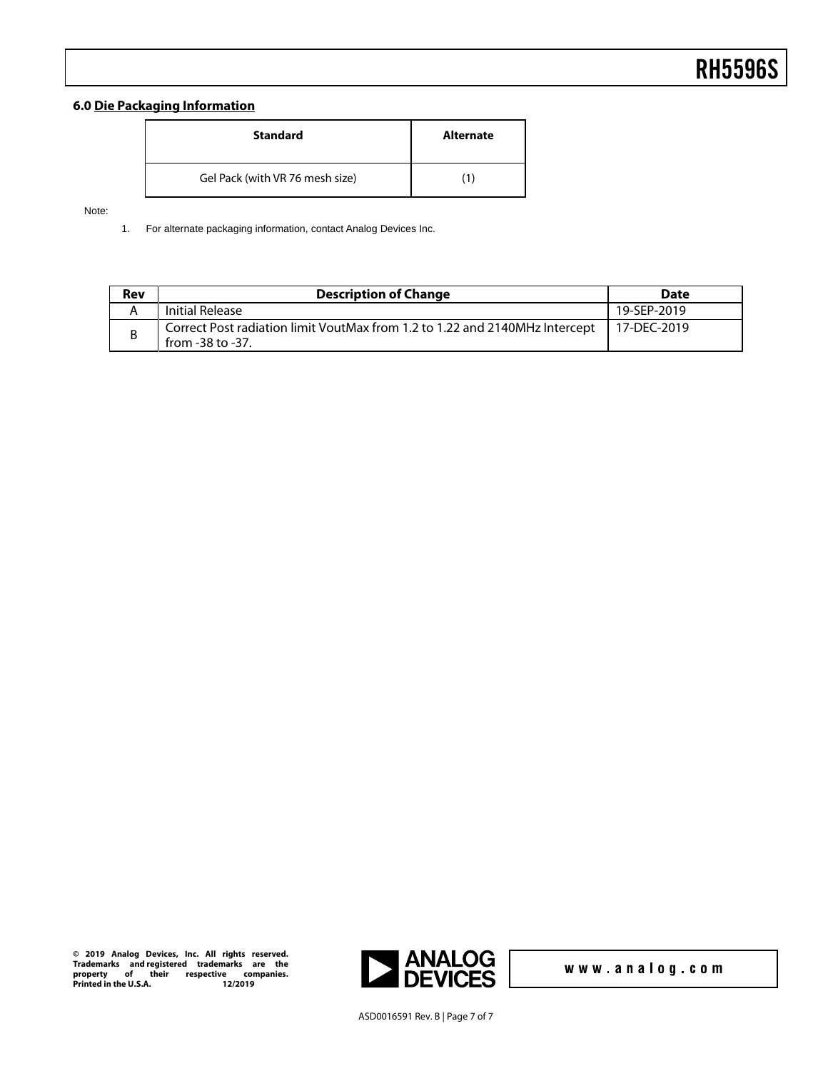### 6.0 Die Packaging Information

| Standard | Alternate |
|---|---|
| Gel Pack (with VR 76 mesh size) | (1) |

Note:

1. For alternate packaging information, contact Analog Devices Inc.

| Rev | Description of Change | Date |
|---|---|---|
| A | Initial Release | 19-SEP-2019 |
| B | Correct Post radiation limit VoutMax from 1.2 to 1.22 and 2140MHz Intercept from -38 to -37. | 17-DEC-2019 |

© 2019 Analog Devices, Inc. All rights reserved. Trademarks and registered trademarks are the property of their respective companies. Printed in the U.S.A. 12/2019

ANALOG DEVICES

www.analog.com